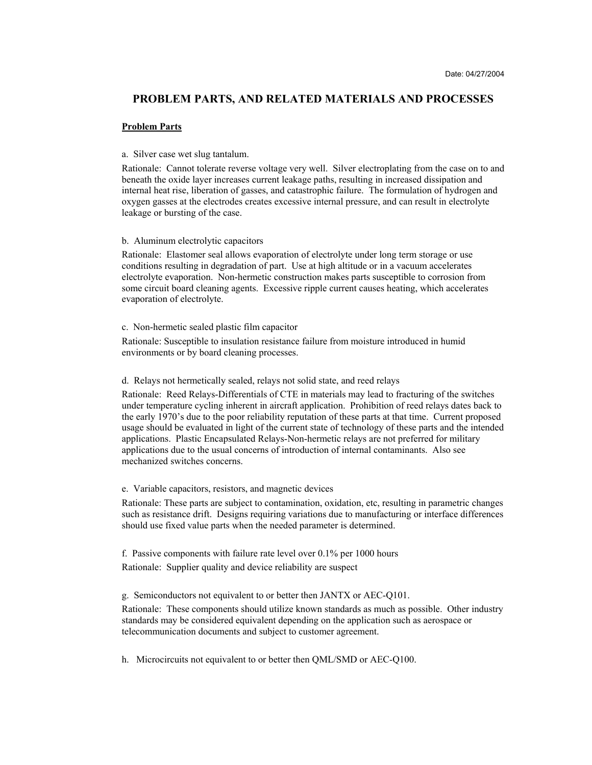Date: 04/27/2004

# PROBLEM PARTS, AND RELATED MATERIALS AND PROCESSES

## Problem Parts

a. Silver case wet slug tantalum.

Rationale: Cannot tolerate reverse voltage very well. Silver electroplating from the case on to and beneath the oxide layer increases current leakage paths, resulting in increased dissipation and internal heat rise, liberation of gasses, and catastrophic failure. The formulation of hydrogen and oxygen gasses at the electrodes creates excessive internal pressure, and can result in electrolyte leakage or bursting of the case.

b. Aluminum electrolytic capacitors

Rationale: Elastomer seal allows evaporation of electrolyte under long term storage or use conditions resulting in degradation of part. Use at high altitude or in a vacuum accelerates electrolyte evaporation. Non-hermetic construction makes parts susceptible to corrosion from some circuit board cleaning agents. Excessive ripple current causes heating, which accelerates evaporation of electrolyte.

c. Non-hermetic sealed plastic film capacitor

Rationale: Susceptible to insulation resistance failure from moisture introduced in humid environments or by board cleaning processes.

d. Relays not hermetically sealed, relays not solid state, and reed relays

Rationale: Reed Relays-Differentials of CTE in materials may lead to fracturing of the switches under temperature cycling inherent in aircraft application. Prohibition of reed relays dates back to the early 1970's due to the poor reliability reputation of these parts at that time. Current proposed usage should be evaluated in light of the current state of technology of these parts and the intended applications. Plastic Encapsulated Relays-Non-hermetic relays are not preferred for military applications due to the usual concerns of introduction of internal contaminants. Also see mechanized switches concerns.

e. Variable capacitors, resistors, and magnetic devices

Rationale: These parts are subject to contamination, oxidation, etc, resulting in parametric changes such as resistance drift. Designs requiring variations due to manufacturing or interface differences should use fixed value parts when the needed parameter is determined.

f. Passive components with failure rate level over 0.1% per 1000 hours

Rationale: Supplier quality and device reliability are suspect

g. Semiconductors not equivalent to or better then JANTX or AEC-Q101.

Rationale: These components should utilize known standards as much as possible. Other industry standards may be considered equivalent depending on the application such as aerospace or telecommunication documents and subject to customer agreement.

h. Microcircuits not equivalent to or better then QML/SMD or AEC-Q100.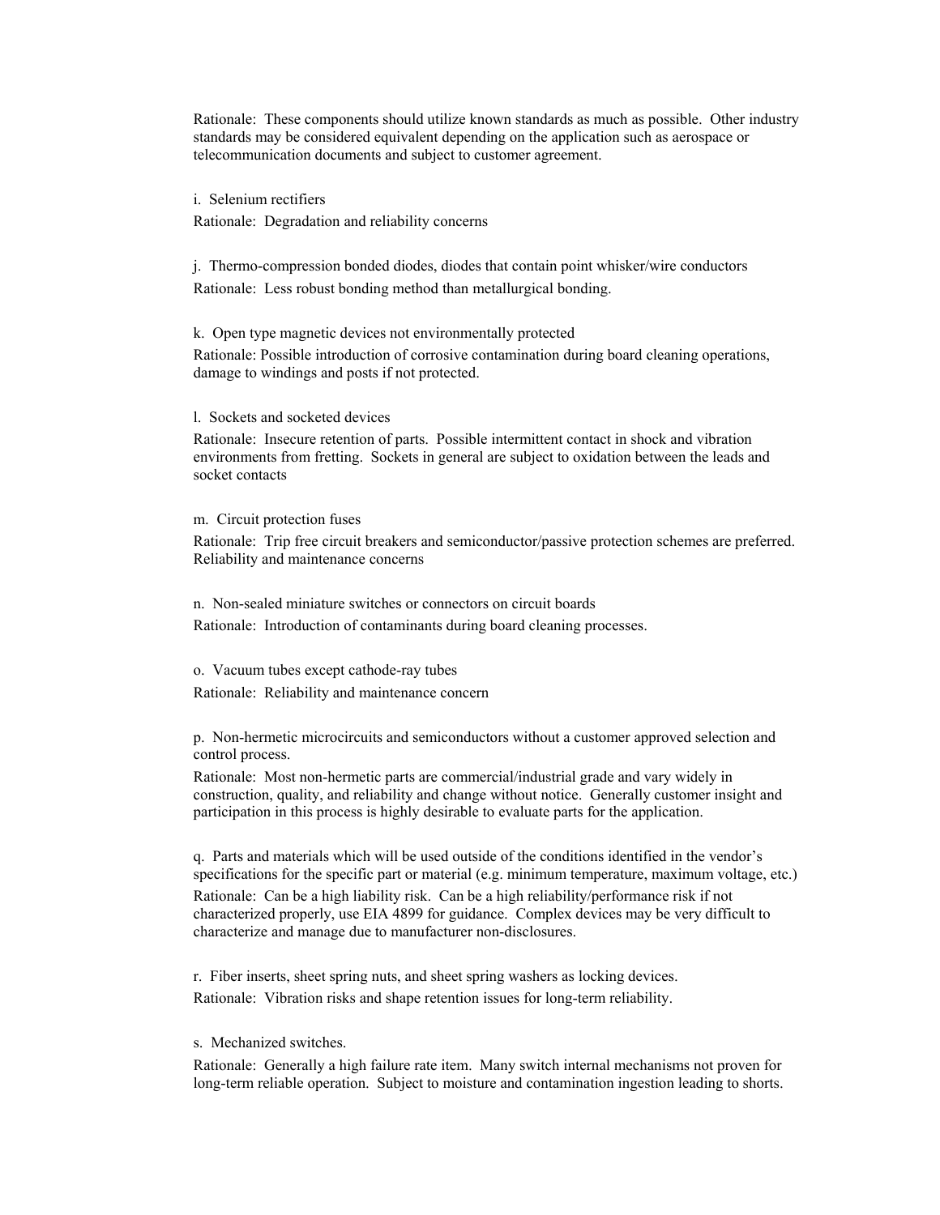Rationale: These components should utilize known standards as much as possible. Other industry standards may be considered equivalent depending on the application such as aerospace or telecommunication documents and subject to customer agreement.

i. Selenium rectifiers

Rationale: Degradation and reliability concerns

j. Thermo-compression bonded diodes, diodes that contain point whisker/wire conductors

Rationale: Less robust bonding method than metallurgical bonding.

k. Open type magnetic devices not environmentally protected

Rationale: Possible introduction of corrosive contamination during board cleaning operations, damage to windings and posts if not protected.

l. Sockets and socketed devices

Rationale: Insecure retention of parts. Possible intermittent contact in shock and vibration environments from fretting. Sockets in general are subject to oxidation between the leads and socket contacts

m. Circuit protection fuses

Rationale: Trip free circuit breakers and semiconductor/passive protection schemes are preferred. Reliability and maintenance concerns

n. Non-sealed miniature switches or connectors on circuit boards

Rationale: Introduction of contaminants during board cleaning processes.

o. Vacuum tubes except cathode-ray tubes

Rationale: Reliability and maintenance concern

p. Non-hermetic microcircuits and semiconductors without a customer approved selection and control process.

Rationale: Most non-hermetic parts are commercial/industrial grade and vary widely in construction, quality, and reliability and change without notice. Generally customer insight and participation in this process is highly desirable to evaluate parts for the application.

q. Parts and materials which will be used outside of the conditions identified in the vendor's specifications for the specific part or material (e.g. minimum temperature, maximum voltage, etc.)

Rationale: Can be a high liability risk. Can be a high reliability/performance risk if not characterized properly, use EIA 4899 for guidance. Complex devices may be very difficult to characterize and manage due to manufacturer non-disclosures.

r. Fiber inserts, sheet spring nuts, and sheet spring washers as locking devices.

Rationale: Vibration risks and shape retention issues for long-term reliability.

s. Mechanized switches.

Rationale: Generally a high failure rate item. Many switch internal mechanisms not proven for long-term reliable operation. Subject to moisture and contamination ingestion leading to shorts.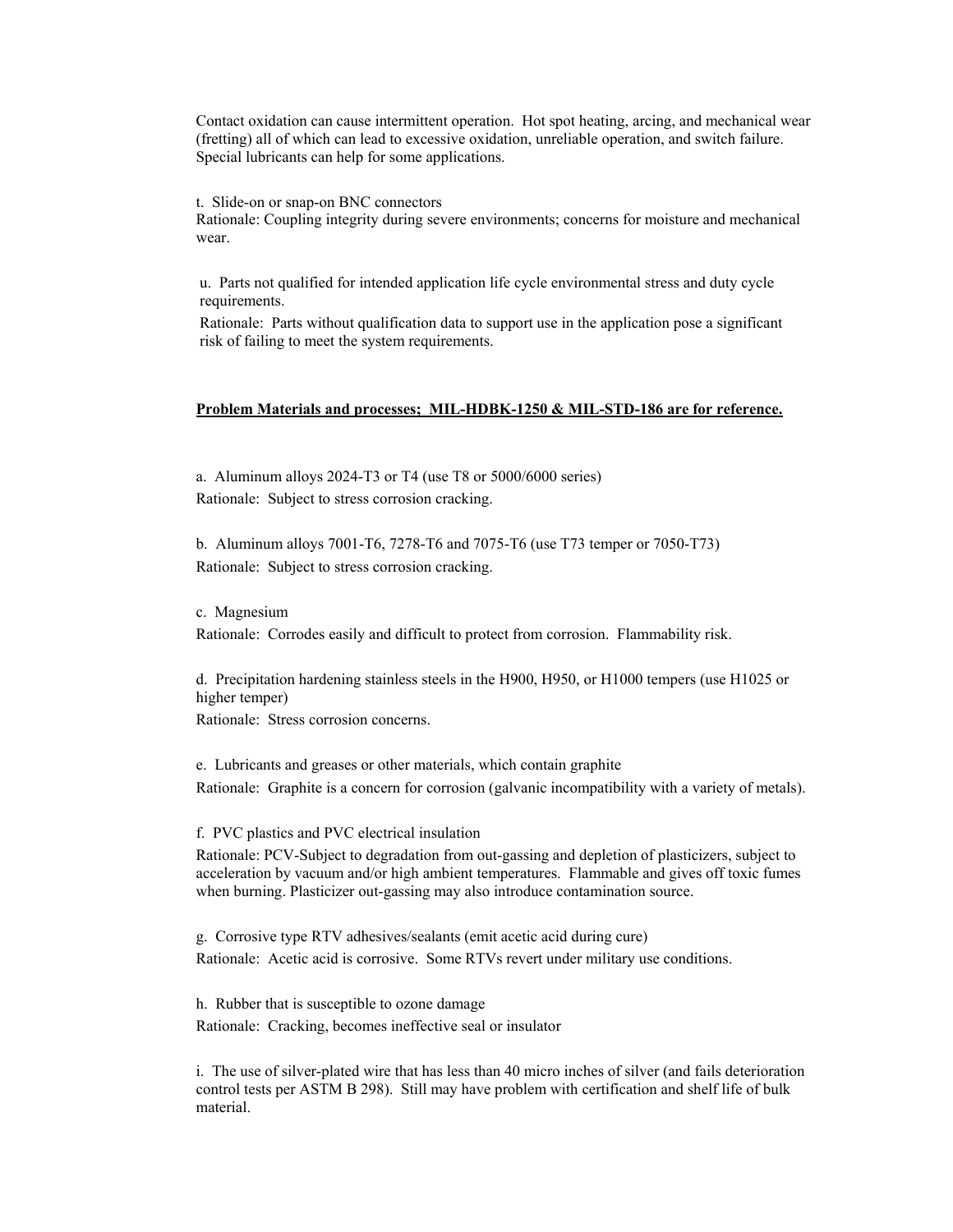Contact oxidation can cause intermittent operation. Hot spot heating, arcing, and mechanical wear (fretting) all of which can lead to excessive oxidation, unreliable operation, and switch failure. Special lubricants can help for some applications.

t. Slide-on or snap-on BNC connectors
Rationale: Coupling integrity during severe environments; concerns for moisture and mechanical wear.

u. Parts not qualified for intended application life cycle environmental stress and duty cycle requirements.
Rationale: Parts without qualification data to support use in the application pose a significant risk of failing to meet the system requirements.

**Problem Materials and processes; MIL-HDBK-1250 & MIL-STD-186 are for reference.**

a. Aluminum alloys 2024-T3 or T4 (use T8 or 5000/6000 series)
Rationale: Subject to stress corrosion cracking.

b. Aluminum alloys 7001-T6, 7278-T6 and 7075-T6 (use T73 temper or 7050-T73)
Rationale: Subject to stress corrosion cracking.

c. Magnesium
Rationale: Corrodes easily and difficult to protect from corrosion. Flammability risk.

d. Precipitation hardening stainless steels in the H900, H950, or H1000 tempers (use H1025 or higher temper)
Rationale: Stress corrosion concerns.

e. Lubricants and greases or other materials, which contain graphite
Rationale: Graphite is a concern for corrosion (galvanic incompatibility with a variety of metals).

f. PVC plastics and PVC electrical insulation
Rationale: PCV-Subject to degradation from out-gassing and depletion of plasticizers, subject to acceleration by vacuum and/or high ambient temperatures. Flammable and gives off toxic fumes when burning. Plasticizer out-gassing may also introduce contamination source.

g. Corrosive type RTV adhesives/sealants (emit acetic acid during cure)
Rationale: Acetic acid is corrosive. Some RTVs revert under military use conditions.

h. Rubber that is susceptible to ozone damage
Rationale: Cracking, becomes ineffective seal or insulator

i. The use of silver-plated wire that has less than 40 micro inches of silver (and fails deterioration control tests per ASTM B 298). Still may have problem with certification and shelf life of bulk material.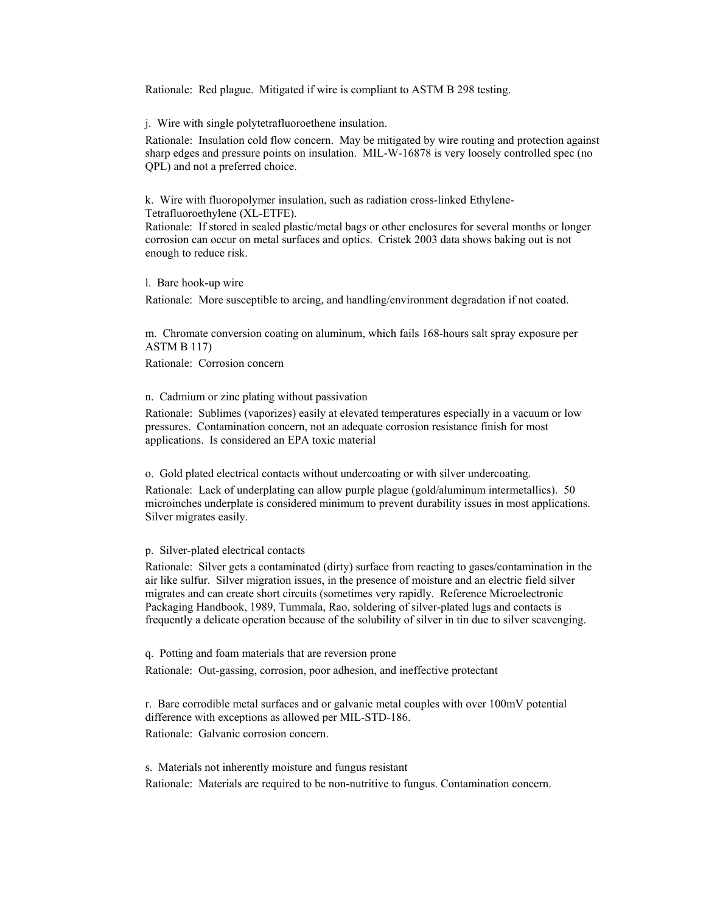Rationale: Red plague. Mitigated if wire is compliant to ASTM B 298 testing.

j. Wire with single polytetrafluoroethene insulation.

Rationale: Insulation cold flow concern. May be mitigated by wire routing and protection against sharp edges and pressure points on insulation. MIL-W-16878 is very loosely controlled spec (no QPL) and not a preferred choice.

k. Wire with fluoropolymer insulation, such as radiation cross-linked Ethylene-Tetrafluoroethylene (XL-ETFE).

Rationale: If stored in sealed plastic/metal bags or other enclosures for several months or longer corrosion can occur on metal surfaces and optics. Cristek 2003 data shows baking out is not enough to reduce risk.

l. Bare hook-up wire

Rationale: More susceptible to arcing, and handling/environment degradation if not coated.

m. Chromate conversion coating on aluminum, which fails 168-hours salt spray exposure per ASTM B 117)

Rationale: Corrosion concern

n. Cadmium or zinc plating without passivation

Rationale: Sublimes (vaporizes) easily at elevated temperatures especially in a vacuum or low pressures. Contamination concern, not an adequate corrosion resistance finish for most applications. Is considered an EPA toxic material

o. Gold plated electrical contacts without undercoating or with silver undercoating.

Rationale: Lack of underplating can allow purple plague (gold/aluminum intermetallics). 50 microinches underplate is considered minimum to prevent durability issues in most applications. Silver migrates easily.

p. Silver-plated electrical contacts

Rationale: Silver gets a contaminated (dirty) surface from reacting to gases/contamination in the air like sulfur. Silver migration issues, in the presence of moisture and an electric field silver migrates and can create short circuits (sometimes very rapidly. Reference Microelectronic Packaging Handbook, 1989, Tummala, Rao, soldering of silver-plated lugs and contacts is frequently a delicate operation because of the solubility of silver in tin due to silver scavenging.

q. Potting and foam materials that are reversion prone

Rationale: Out-gassing, corrosion, poor adhesion, and ineffective protectant

r. Bare corrodible metal surfaces and or galvanic metal couples with over 100mV potential difference with exceptions as allowed per MIL-STD-186.

Rationale: Galvanic corrosion concern.

s. Materials not inherently moisture and fungus resistant

Rationale: Materials are required to be non-nutritive to fungus. Contamination concern.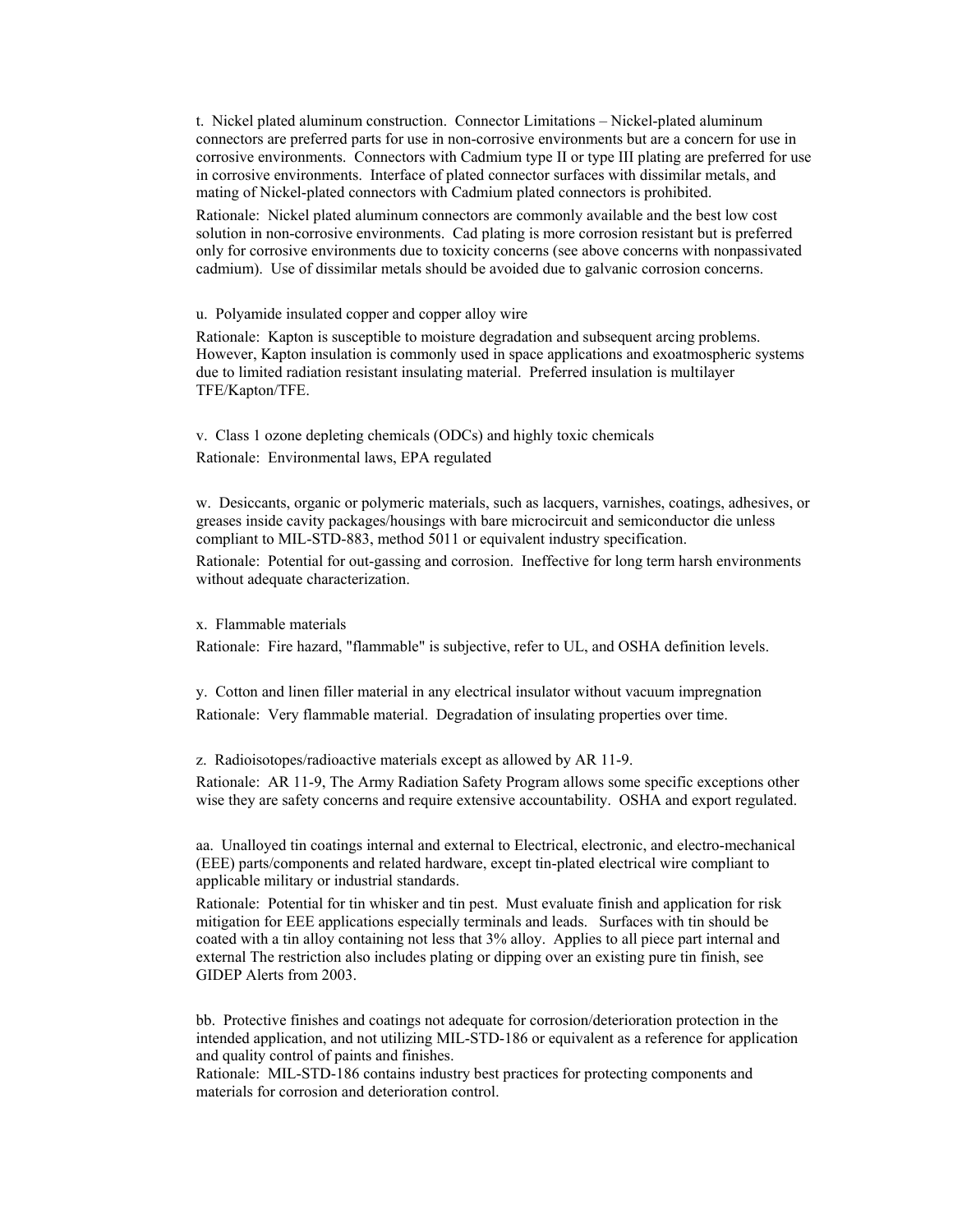t. Nickel plated aluminum construction. Connector Limitations – Nickel-plated aluminum connectors are preferred parts for use in non-corrosive environments but are a concern for use in corrosive environments. Connectors with Cadmium type II or type III plating are preferred for use in corrosive environments. Interface of plated connector surfaces with dissimilar metals, and mating of Nickel-plated connectors with Cadmium plated connectors is prohibited.

Rationale: Nickel plated aluminum connectors are commonly available and the best low cost solution in non-corrosive environments. Cad plating is more corrosion resistant but is preferred only for corrosive environments due to toxicity concerns (see above concerns with nonpassivated cadmium). Use of dissimilar metals should be avoided due to galvanic corrosion concerns.

u. Polyamide insulated copper and copper alloy wire

Rationale: Kapton is susceptible to moisture degradation and subsequent arcing problems. However, Kapton insulation is commonly used in space applications and exoatmospheric systems due to limited radiation resistant insulating material. Preferred insulation is multilayer TFE/Kapton/TFE.

v. Class 1 ozone depleting chemicals (ODCs) and highly toxic chemicals

Rationale: Environmental laws, EPA regulated

w. Desiccants, organic or polymeric materials, such as lacquers, varnishes, coatings, adhesives, or greases inside cavity packages/housings with bare microcircuit and semiconductor die unless compliant to MIL-STD-883, method 5011 or equivalent industry specification.

Rationale: Potential for out-gassing and corrosion. Ineffective for long term harsh environments without adequate characterization.

x. Flammable materials

Rationale: Fire hazard, "flammable" is subjective, refer to UL, and OSHA definition levels.

y. Cotton and linen filler material in any electrical insulator without vacuum impregnation

Rationale: Very flammable material. Degradation of insulating properties over time.

z. Radioisotopes/radioactive materials except as allowed by AR 11-9.

Rationale: AR 11-9, The Army Radiation Safety Program allows some specific exceptions other wise they are safety concerns and require extensive accountability. OSHA and export regulated.

aa. Unalloyed tin coatings internal and external to Electrical, electronic, and electro-mechanical (EEE) parts/components and related hardware, except tin-plated electrical wire compliant to applicable military or industrial standards.

Rationale: Potential for tin whisker and tin pest. Must evaluate finish and application for risk mitigation for EEE applications especially terminals and leads. Surfaces with tin should be coated with a tin alloy containing not less that 3% alloy. Applies to all piece part internal and external The restriction also includes plating or dipping over an existing pure tin finish, see GIDEP Alerts from 2003.

bb. Protective finishes and coatings not adequate for corrosion/deterioration protection in the intended application, and not utilizing MIL-STD-186 or equivalent as a reference for application and quality control of paints and finishes.

Rationale: MIL-STD-186 contains industry best practices for protecting components and materials for corrosion and deterioration control.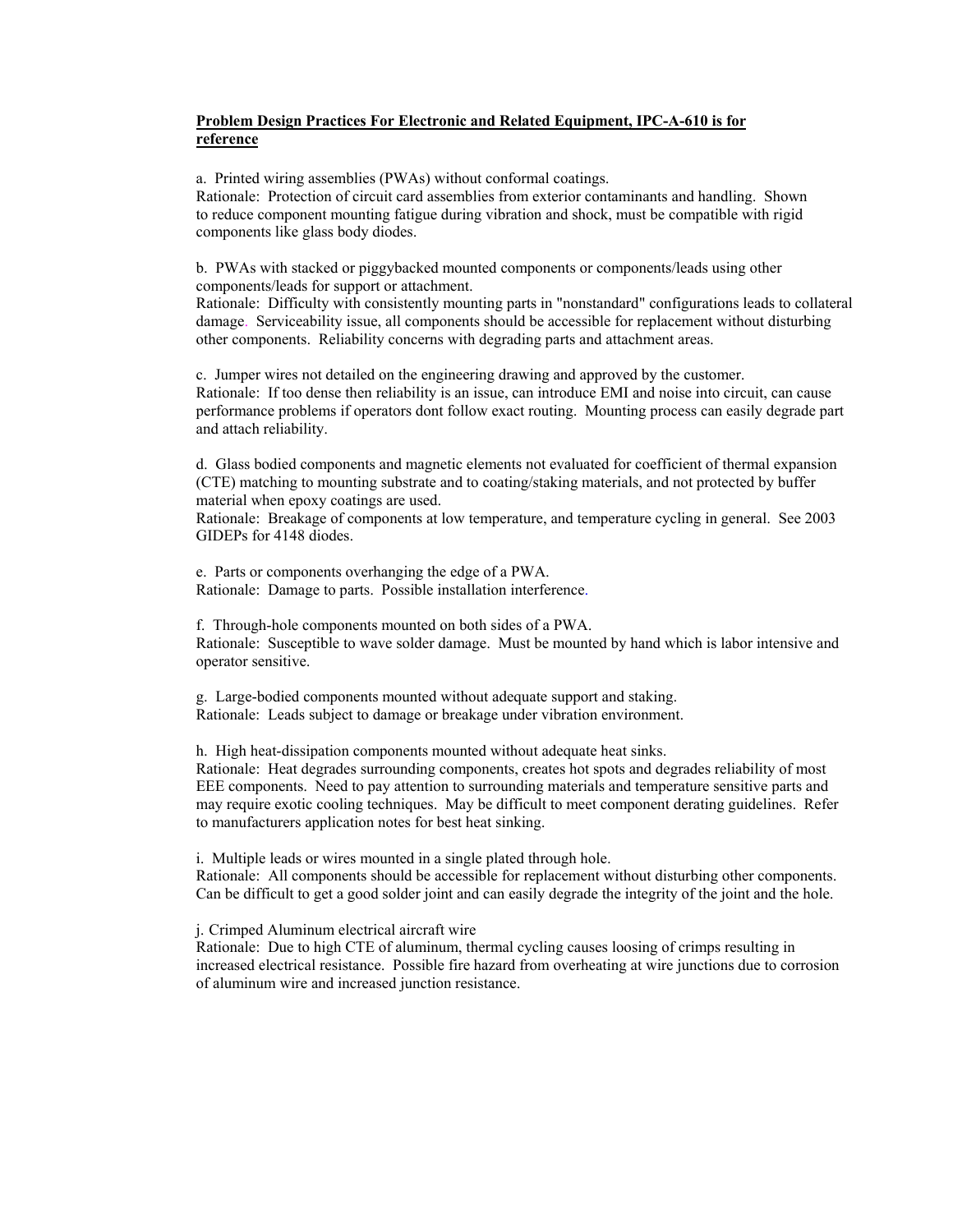**Problem Design Practices For Electronic and Related Equipment, IPC-A-610 is for reference**

a. Printed wiring assemblies (PWAs) without conformal coatings.
Rationale: Protection of circuit card assemblies from exterior contaminants and handling. Shown to reduce component mounting fatigue during vibration and shock, must be compatible with rigid components like glass body diodes.

b. PWAs with stacked or piggybacked mounted components or components/leads using other components/leads for support or attachment.
Rationale: Difficulty with consistently mounting parts in "nonstandard" configurations leads to collateral damage. Serviceability issue, all components should be accessible for replacement without disturbing other components. Reliability concerns with degrading parts and attachment areas.

c. Jumper wires not detailed on the engineering drawing and approved by the customer.
Rationale: If too dense then reliability is an issue, can introduce EMI and noise into circuit, can cause performance problems if operators dont follow exact routing. Mounting process can easily degrade part and attach reliability.

d. Glass bodied components and magnetic elements not evaluated for coefficient of thermal expansion (CTE) matching to mounting substrate and to coating/staking materials, and not protected by buffer material when epoxy coatings are used.
Rationale: Breakage of components at low temperature, and temperature cycling in general. See 2003 GIDEPs for 4148 diodes.

e. Parts or components overhanging the edge of a PWA.
Rationale: Damage to parts. Possible installation interference.

f. Through-hole components mounted on both sides of a PWA.
Rationale: Susceptible to wave solder damage. Must be mounted by hand which is labor intensive and operator sensitive.

g. Large-bodied components mounted without adequate support and staking.
Rationale: Leads subject to damage or breakage under vibration environment.

h. High heat-dissipation components mounted without adequate heat sinks.
Rationale: Heat degrades surrounding components, creates hot spots and degrades reliability of most EEE components. Need to pay attention to surrounding materials and temperature sensitive parts and may require exotic cooling techniques. May be difficult to meet component derating guidelines. Refer to manufacturers application notes for best heat sinking.

i. Multiple leads or wires mounted in a single plated through hole.
Rationale: All components should be accessible for replacement without disturbing other components. Can be difficult to get a good solder joint and can easily degrade the integrity of the joint and the hole.

j. Crimped Aluminum electrical aircraft wire
Rationale: Due to high CTE of aluminum, thermal cycling causes loosing of crimps resulting in increased electrical resistance. Possible fire hazard from overheating at wire junctions due to corrosion of aluminum wire and increased junction resistance.